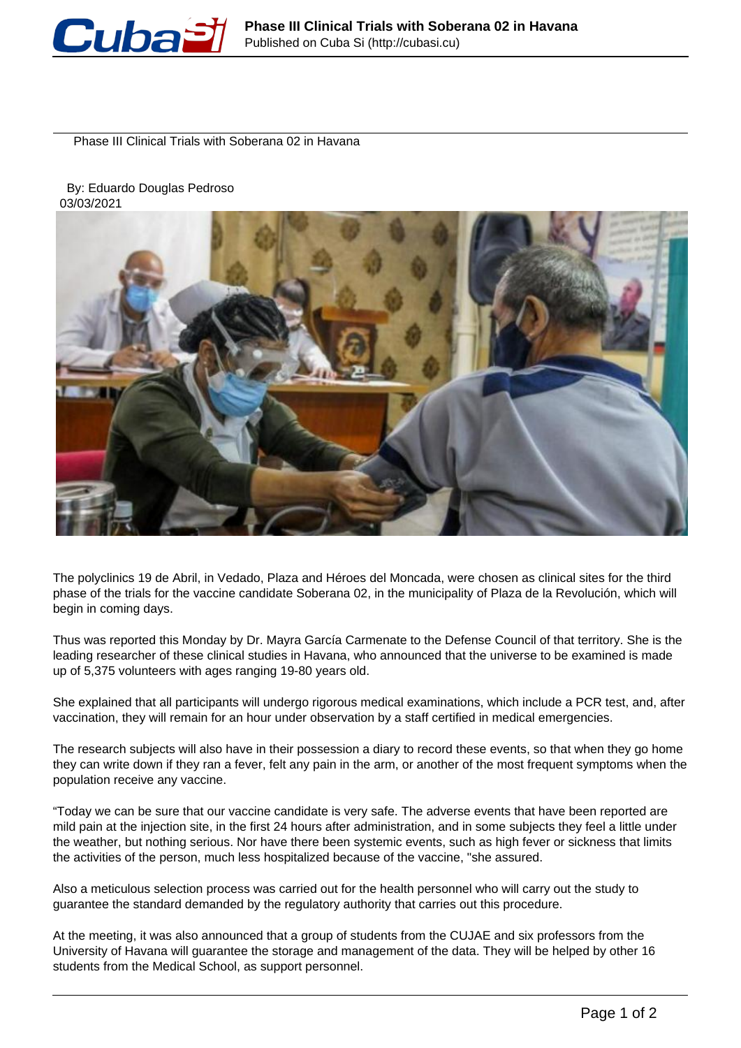# Phase III Clinical Trials with Soberana 02 in Havana

By: Eduardo Douglas Pedroso
03/03/2021

The polyclinics 19 de Abril, in Vedado, Plaza and Héroes del Moncada, were chosen as clinical sites for the third phase of the trials for the vaccine candidate Soberana 02, in the municipality of Plaza de la Revolución, which will begin in coming days.

Thus was reported this Monday by Dr. Mayra García Carmenate to the Defense Council of that territory. She is the leading researcher of these clinical studies in Havana, who announced that the universe to be examined is made up of 5,375 volunteers with ages ranging 19-80 years old.

She explained that all participants will undergo rigorous medical examinations, which include a PCR test, and, after vaccination, they will remain for an hour under observation by a staff certified in medical emergencies.

The research subjects will also have in their possession a diary to record these events, so that when they go home they can write down if they ran a fever, felt any pain in the arm, or another of the most frequent symptoms when the population receive any vaccine.

“Today we can be sure that our vaccine candidate is very safe. The adverse events that have been reported are mild pain at the injection site, in the first 24 hours after administration, and in some subjects they feel a little under the weather, but nothing serious. Nor have there been systemic events, such as high fever or sickness that limits the activities of the person, much less hospitalized because of the vaccine, "she assured.

Also a meticulous selection process was carried out for the health personnel who will carry out the study to guarantee the standard demanded by the regulatory authority that carries out this procedure.

At the meeting, it was also announced that a group of students from the CUJAE and six professors from the University of Havana will guarantee the storage and management of the data. They will be helped by other 16 students from the Medical School, as support personnel.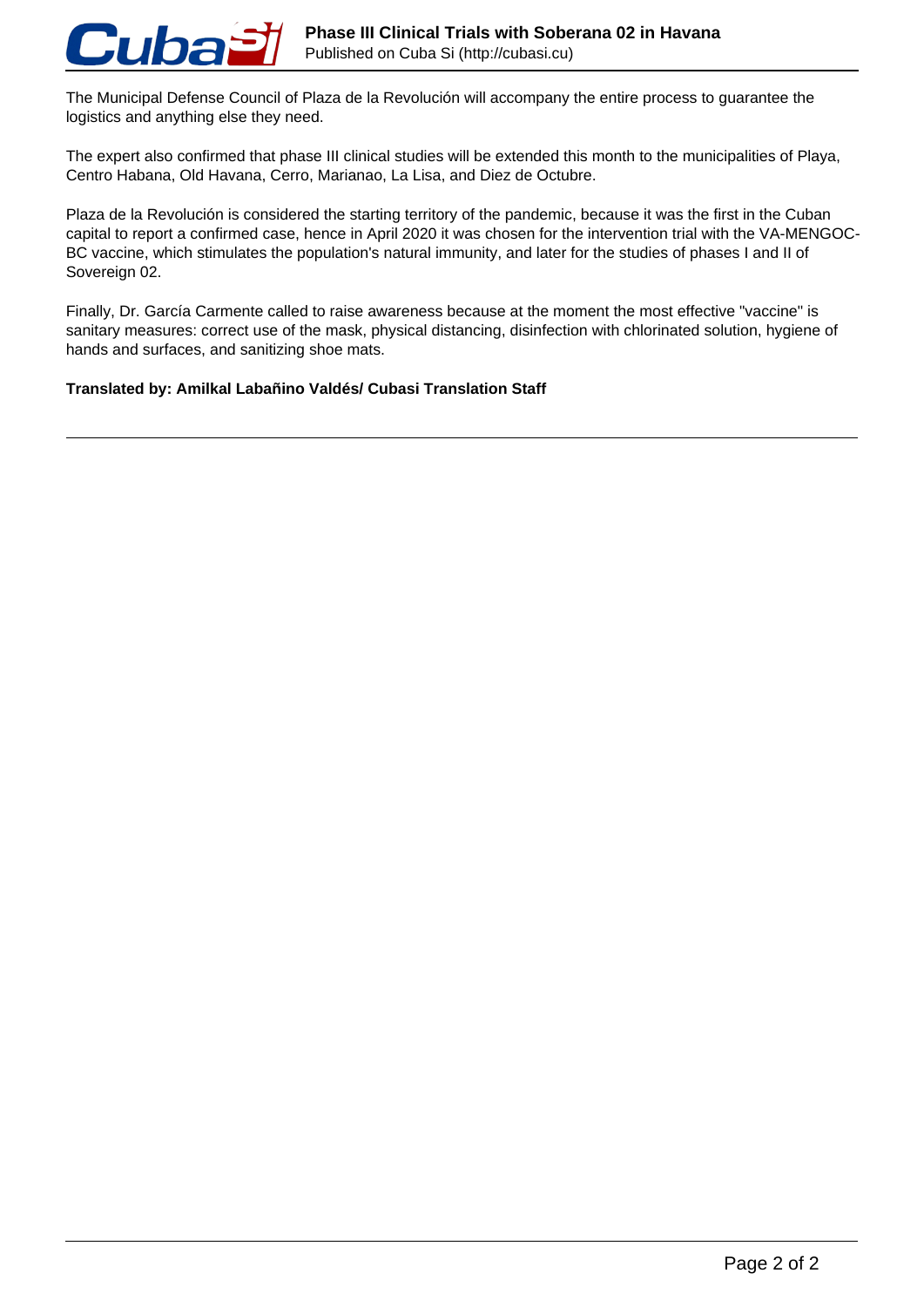The Municipal Defense Council of Plaza de la Revolución will accompany the entire process to guarantee the logistics and anything else they need.

The expert also confirmed that phase III clinical studies will be extended this month to the municipalities of Playa, Centro Habana, Old Havana, Cerro, Marianao, La Lisa, and Diez de Octubre.

Plaza de la Revolución is considered the starting territory of the pandemic, because it was the first in the Cuban capital to report a confirmed case, hence in April 2020 it was chosen for the intervention trial with the VA-MENGOC-BC vaccine, which stimulates the population's natural immunity, and later for the studies of phases I and II of Sovereign 02.

Finally, Dr. García Carmente called to raise awareness because at the moment the most effective "vaccine" is sanitary measures: correct use of the mask, physical distancing, disinfection with chlorinated solution, hygiene of hands and surfaces, and sanitizing shoe mats.

**Translated by: Amilkal Labañino Valdés/ Cubasi Translation Staff**